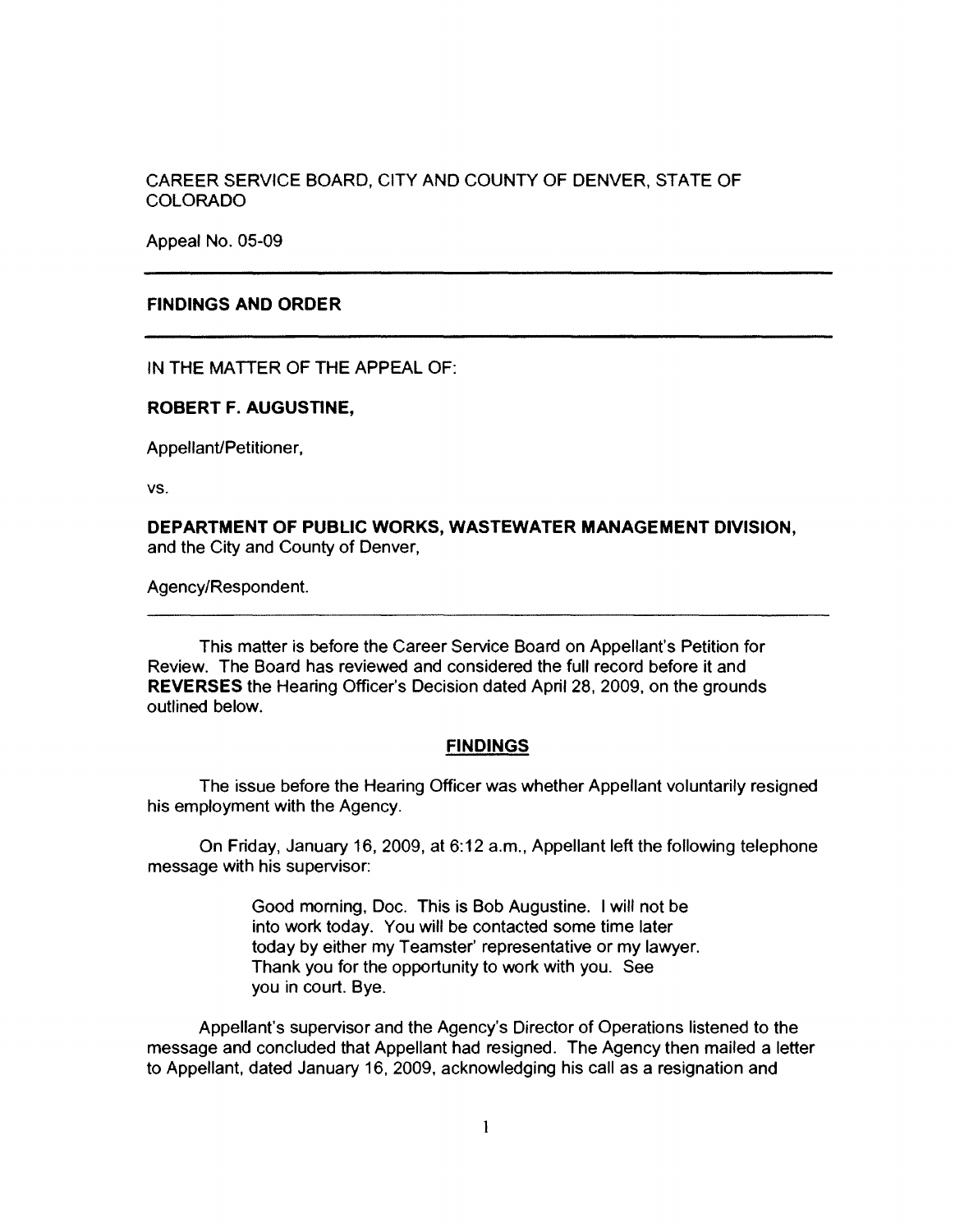CAREER SERVICE BOARD, CITY AND COUNTY OF DENVER, STATE OF COLORADO

Appeal No. 05-09

---

**FINDINGS AND ORDER**

---

IN THE MATTER OF THE APPEAL OF:

**ROBERT F. AUGUSTINE,**

Appellant/Petitioner,

vs.

**DEPARTMENT OF PUBLIC WORKS, WASTEWATER MANAGEMENT DIVISION,** and the City and County of Denver,

Agency/Respondent.

---

This matter is before the Career Service Board on Appellant's Petition for Review. The Board has reviewed and considered the full record before it and **REVERSES** the Hearing Officer's Decision dated April 28, 2009, on the grounds outlined below.

## FINDINGS

The issue before the Hearing Officer was whether Appellant voluntarily resigned his employment with the Agency.

On Friday, January 16, 2009, at 6:12 a.m., Appellant left the following telephone message with his supervisor:

> Good morning, Doc. This is Bob Augustine. I will not be into work today. You will be contacted some time later today by either my Teamster' representative or my lawyer. Thank you for the opportunity to work with you. See you in court. Bye.

Appellant's supervisor and the Agency's Director of Operations listened to the message and concluded that Appellant had resigned. The Agency then mailed a letter to Appellant, dated January 16, 2009, acknowledging his call as a resignation and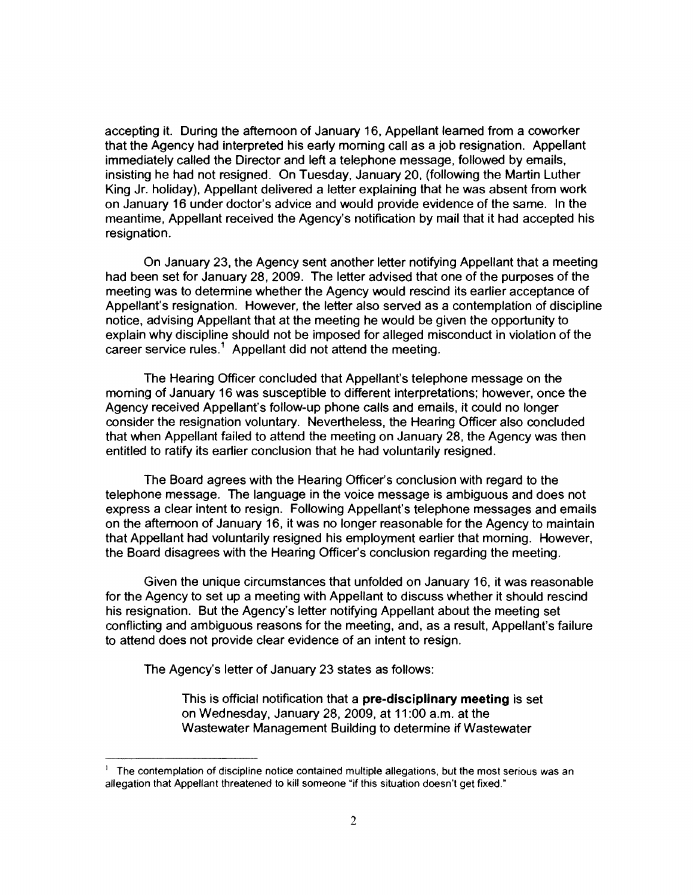accepting it. During the afternoon of January 16, Appellant learned from a coworker that the Agency had interpreted his early morning call as a job resignation. Appellant immediately called the Director and left a telephone message, followed by emails, insisting he had not resigned. On Tuesday, January 20, (following the Martin Luther King Jr. holiday), Appellant delivered a letter explaining that he was absent from work on January 16 under doctor's advice and would provide evidence of the same. In the meantime, Appellant received the Agency's notification by mail that it had accepted his resignation.

On January 23, the Agency sent another letter notifying Appellant that a meeting had been set for January 28, 2009. The letter advised that one of the purposes of the meeting was to determine whether the Agency would rescind its earlier acceptance of Appellant's resignation. However, the letter also served as a contemplation of discipline notice, advising Appellant that at the meeting he would be given the opportunity to explain why discipline should not be imposed for alleged misconduct in violation of the career service rules.[1] Appellant did not attend the meeting.

The Hearing Officer concluded that Appellant's telephone message on the morning of January 16 was susceptible to different interpretations; however, once the Agency received Appellant's follow-up phone calls and emails, it could no longer consider the resignation voluntary. Nevertheless, the Hearing Officer also concluded that when Appellant failed to attend the meeting on January 28, the Agency was then entitled to ratify its earlier conclusion that he had voluntarily resigned.

The Board agrees with the Hearing Officer's conclusion with regard to the telephone message. The language in the voice message is ambiguous and does not express a clear intent to resign. Following Appellant's telephone messages and emails on the afternoon of January 16, it was no longer reasonable for the Agency to maintain that Appellant had voluntarily resigned his employment earlier that morning. However, the Board disagrees with the Hearing Officer's conclusion regarding the meeting.

Given the unique circumstances that unfolded on January 16, it was reasonable for the Agency to set up a meeting with Appellant to discuss whether it should rescind his resignation. But the Agency's letter notifying Appellant about the meeting set conflicting and ambiguous reasons for the meeting, and, as a result, Appellant's failure to attend does not provide clear evidence of an intent to resign.

The Agency's letter of January 23 states as follows:

> This is official notification that a **pre-disciplinary meeting** is set on Wednesday, January 28, 2009, at 11:00 a.m. at the Wastewater Management Building to determine if Wastewater

---

[1] The contemplation of discipline notice contained multiple allegations, but the most serious was an allegation that Appellant threatened to kill someone "if this situation doesn't get fixed."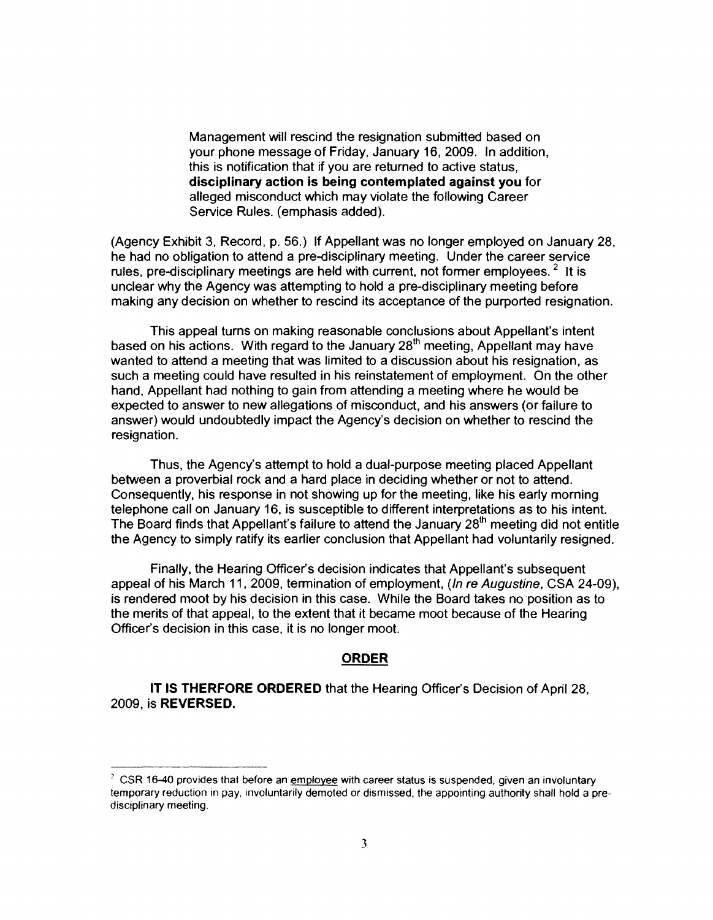> Management will rescind the resignation submitted based on your phone message of Friday, January 16, 2009. In addition, this is notification that if you are returned to active status, **disciplinary action is being contemplated against you** for alleged misconduct which may violate the following Career Service Rules. (emphasis added).

(Agency Exhibit 3, Record, p. 56.) If Appellant was no longer employed on January 28, he had no obligation to attend a pre-disciplinary meeting. Under the career service rules, pre-disciplinary meetings are held with current, not former employees. [2] It is unclear why the Agency was attempting to hold a pre-disciplinary meeting before making any decision on whether to rescind its acceptance of the purported resignation.

This appeal turns on making reasonable conclusions about Appellant's intent based on his actions. With regard to the January 28th meeting, Appellant may have wanted to attend a meeting that was limited to a discussion about his resignation, as such a meeting could have resulted in his reinstatement of employment. On the other hand, Appellant had nothing to gain from attending a meeting where he would be expected to answer to new allegations of misconduct, and his answers (or failure to answer) would undoubtedly impact the Agency's decision on whether to rescind the resignation.

Thus, the Agency's attempt to hold a dual-purpose meeting placed Appellant between a proverbial rock and a hard place in deciding whether or not to attend. Consequently, his response in not showing up for the meeting, like his early morning telephone call on January 16, is susceptible to different interpretations as to his intent. The Board finds that Appellant's failure to attend the January 28th meeting did not entitle the Agency to simply ratify its earlier conclusion that Appellant had voluntarily resigned.

Finally, the Hearing Officer's decision indicates that Appellant's subsequent appeal of his March 11, 2009, termination of employment, (*In re Augustine*, CSA 24-09), is rendered moot by his decision in this case. While the Board takes no position as to the merits of that appeal, to the extent that it became moot because of the Hearing Officer's decision in this case, it is no longer moot.

## ORDER

**IT IS THERFORE ORDERED** that the Hearing Officer's Decision of April 28, 2009, is **REVERSED.**

---

[2] CSR 16-40 provides that before an employee with career status is suspended, given an involuntary temporary reduction in pay, involuntarily demoted or dismissed, the appointing authority shall hold a pre-disciplinary meeting.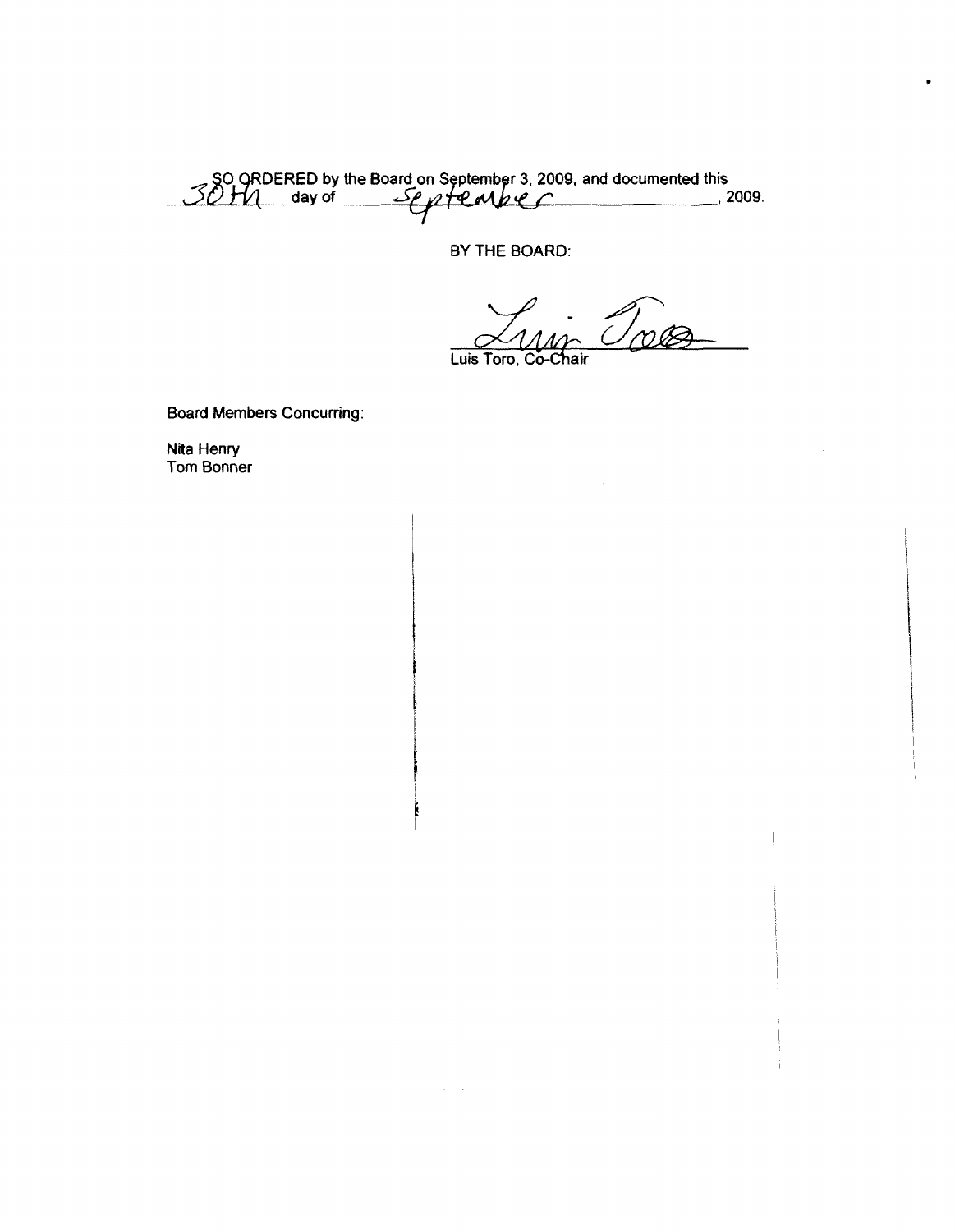SO ORDERED by the Board on September 3, 2009, and documented this 30th day of September, 2009.

BY THE BOARD:

Luis Toro, Co-Chair

Board Members Concurring:

Nita Henry
Tom Bonner